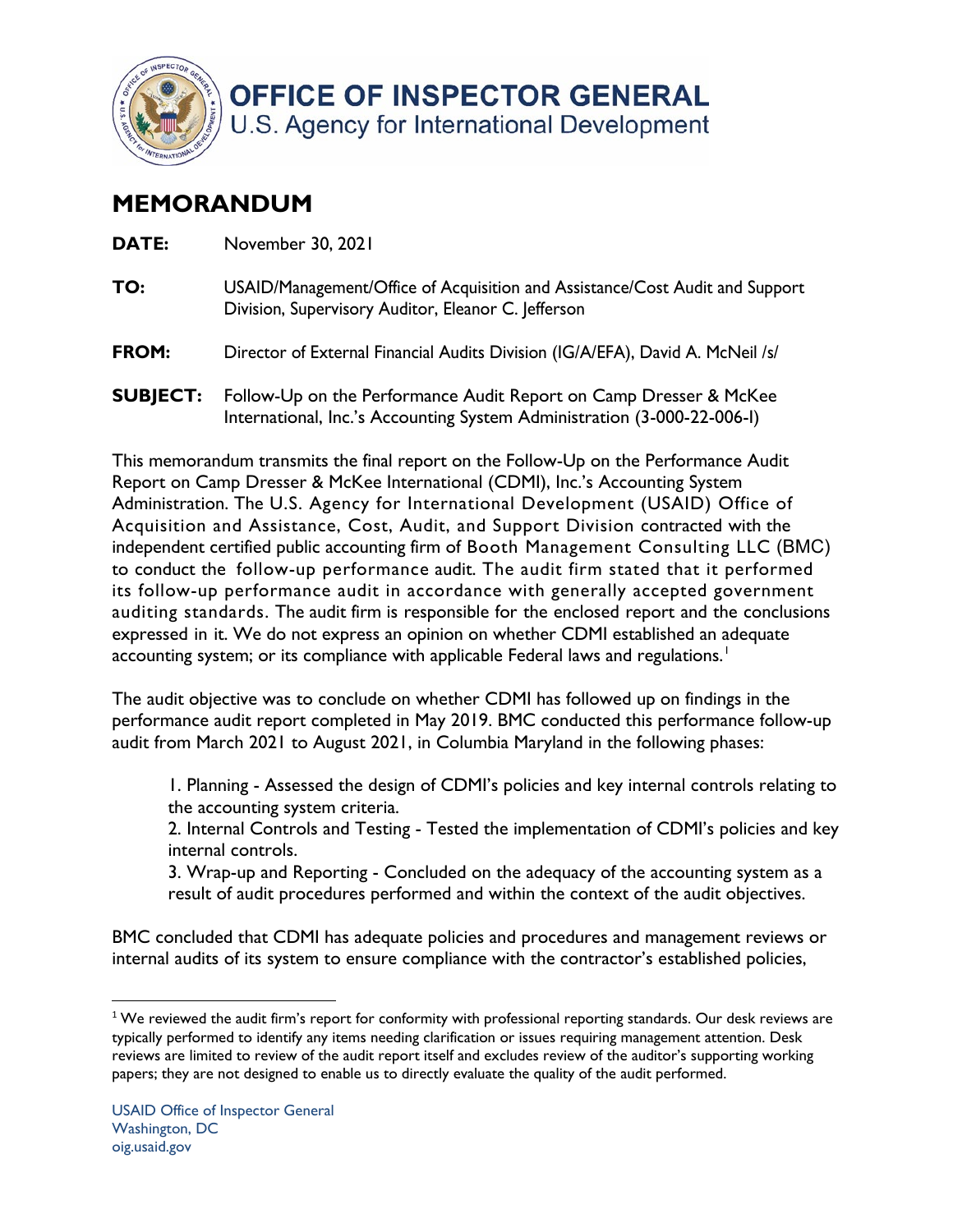# OFFICE OF INSPECTOR GENERAL
U.S. Agency for International Development

## MEMORANDUM

**DATE:** November 30, 2021

**TO:** USAID/Management/Office of Acquisition and Assistance/Cost Audit and Support Division, Supervisory Auditor, Eleanor C. Jefferson

**FROM:** Director of External Financial Audits Division (IG/A/EFA), David A. McNeil /s/

**SUBJECT:** Follow-Up on the Performance Audit Report on Camp Dresser & McKee International, Inc.'s Accounting System Administration (3-000-22-006-I)

This memorandum transmits the final report on the Follow-Up on the Performance Audit Report on Camp Dresser & McKee International (CDMI), Inc.'s Accounting System Administration. The U.S. Agency for International Development (USAID) Office of Acquisition and Assistance, Cost, Audit, and Support Division contracted with the independent certified public accounting firm of Booth Management Consulting LLC (BMC) to conduct the follow-up performance audit. The audit firm stated that it performed its follow-up performance audit in accordance with generally accepted government auditing standards. The audit firm is responsible for the enclosed report and the conclusions expressed in it. We do not express an opinion on whether CDMI established an adequate accounting system; or its compliance with applicable Federal laws and regulations.[1]

The audit objective was to conclude on whether CDMI has followed up on findings in the performance audit report completed in May 2019. BMC conducted this performance follow-up audit from March 2021 to August 2021, in Columbia Maryland in the following phases:

1. Planning - Assessed the design of CDMI's policies and key internal controls relating to the accounting system criteria.
2. Internal Controls and Testing - Tested the implementation of CDMI's policies and key internal controls.
3. Wrap-up and Reporting - Concluded on the adequacy of the accounting system as a result of audit procedures performed and within the context of the audit objectives.

BMC concluded that CDMI has adequate policies and procedures and management reviews or internal audits of its system to ensure compliance with the contractor's established policies,

[1] We reviewed the audit firm's report for conformity with professional reporting standards. Our desk reviews are typically performed to identify any items needing clarification or issues requiring management attention. Desk reviews are limited to review of the audit report itself and excludes review of the auditor's supporting working papers; they are not designed to enable us to directly evaluate the quality of the audit performed.

USAID Office of Inspector General
Washington, DC
oig.usaid.gov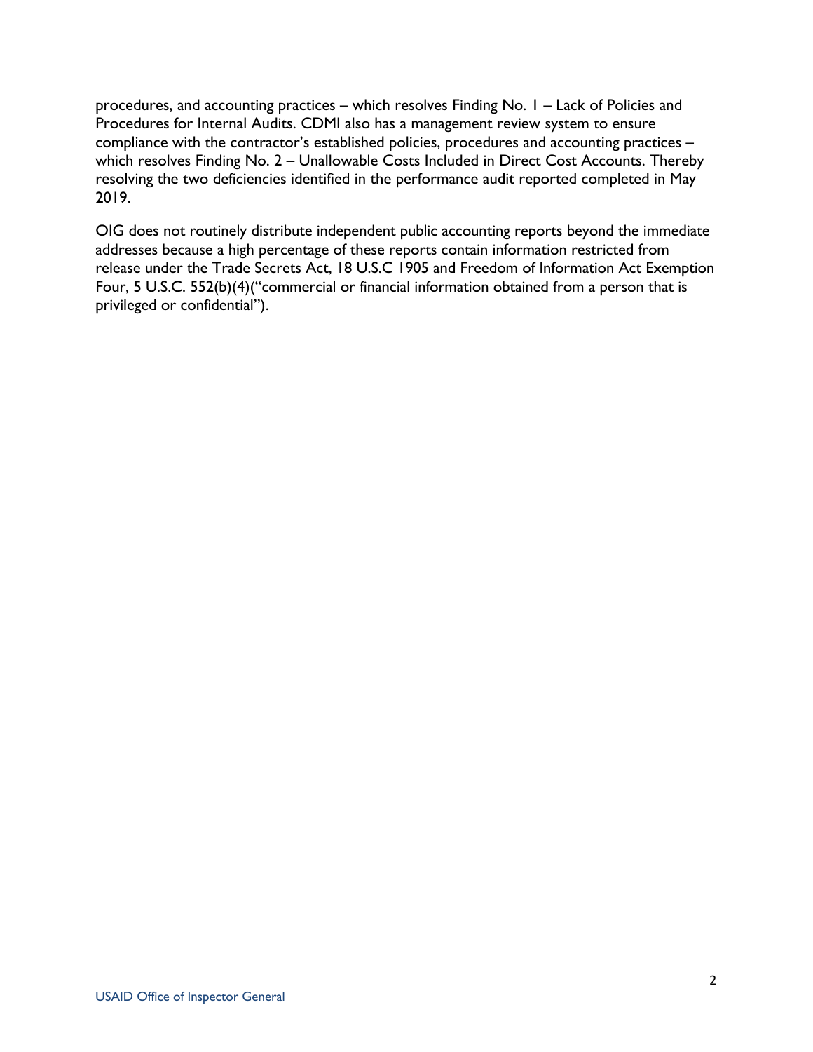procedures, and accounting practices – which resolves Finding No. 1 – Lack of Policies and Procedures for Internal Audits. CDMI also has a management review system to ensure compliance with the contractor's established policies, procedures and accounting practices – which resolves Finding No. 2 – Unallowable Costs Included in Direct Cost Accounts. Thereby resolving the two deficiencies identified in the performance audit reported completed in May 2019.

OIG does not routinely distribute independent public accounting reports beyond the immediate addresses because a high percentage of these reports contain information restricted from release under the Trade Secrets Act, 18 U.S.C 1905 and Freedom of Information Act Exemption Four, 5 U.S.C. 552(b)(4)("commercial or financial information obtained from a person that is privileged or confidential").